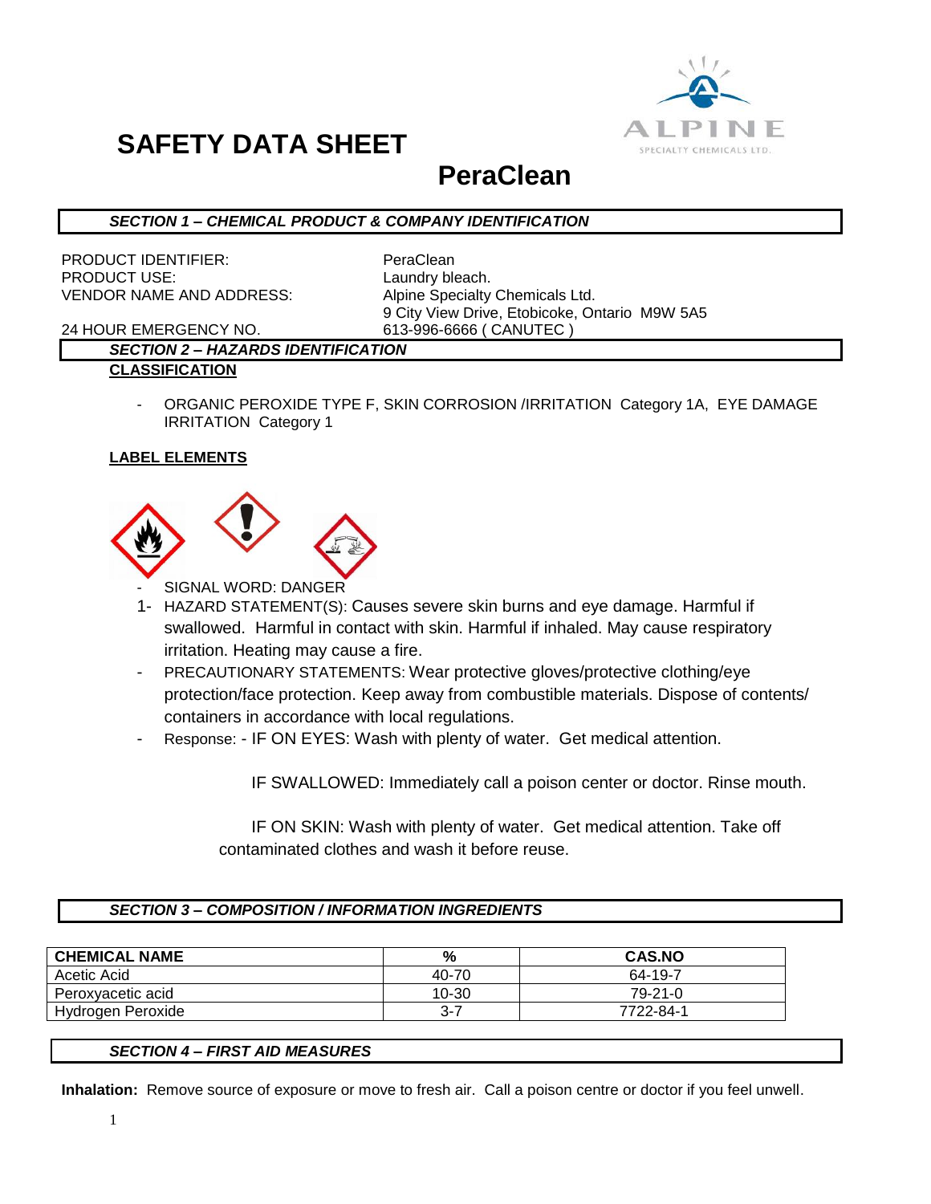# SAFETY DATA SHEET

## PeraClean

### *SECTION 1 – CHEMICAL PRODUCT & COMPANY IDENTIFICATION*

| | |
|---|---|
| PRODUCT IDENTIFIER: | PeraClean |
| PRODUCT USE: | Laundry bleach. |
| VENDOR NAME AND ADDRESS: | Alpine Specialty Chemicals Ltd.<br>9 City View Drive, Etobicoke, Ontario M9W 5A5 |
| 24 HOUR EMERGENCY NO. | 613-996-6666 ( CANUTEC ) |

### *SECTION 2 – HAZARDS IDENTIFICATION*

**CLASSIFICATION**

- ORGANIC PEROXIDE TYPE F, SKIN CORROSION /IRRITATION Category 1A, EYE DAMAGE IRRITATION Category 1

**LABEL ELEMENTS**

- SIGNAL WORD: DANGER

1- HAZARD STATEMENT(S): Causes severe skin burns and eye damage. Harmful if swallowed. Harmful in contact with skin. Harmful if inhaled. May cause respiratory irritation. Heating may cause a fire.

- PRECAUTIONARY STATEMENTS: Wear protective gloves/protective clothing/eye protection/face protection. Keep away from combustible materials. Dispose of contents/ containers in accordance with local regulations.
- Response: - IF ON EYES: Wash with plenty of water. Get medical attention.

  IF SWALLOWED: Immediately call a poison center or doctor. Rinse mouth.

  IF ON SKIN: Wash with plenty of water. Get medical attention. Take off contaminated clothes and wash it before reuse.

### *SECTION 3 – COMPOSITION / INFORMATION INGREDIENTS*

| CHEMICAL NAME | % | CAS.NO |
|---|---|---|
| Acetic Acid | 40-70 | 64-19-7 |
| Peroxyacetic acid | 10-30 | 79-21-0 |
| Hydrogen Peroxide | 3-7 | 7722-84-1 |

### *SECTION 4 – FIRST AID MEASURES*

**Inhalation:** Remove source of exposure or move to fresh air. Call a poison centre or doctor if you feel unwell.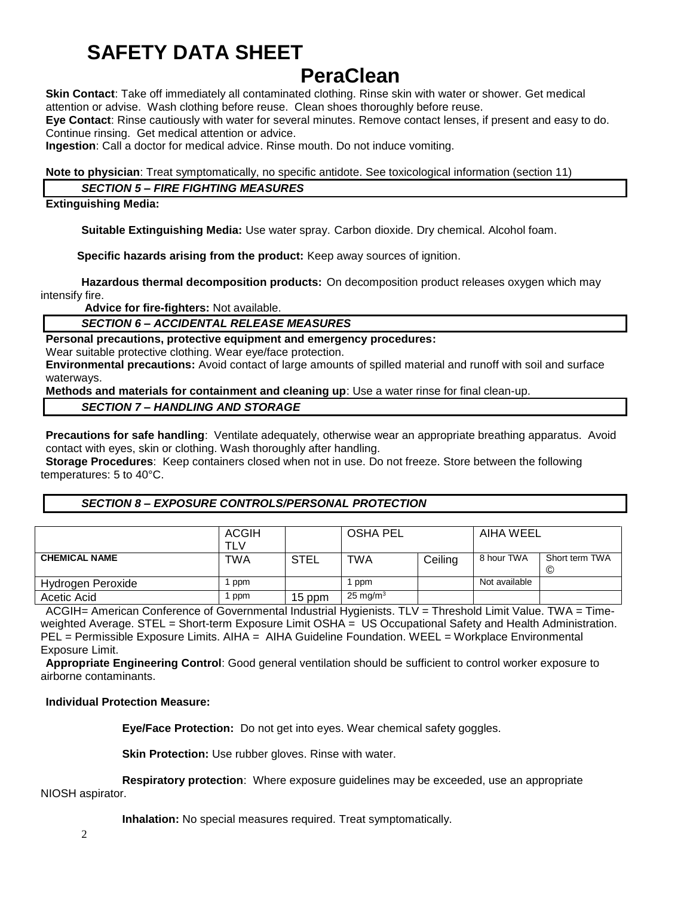# SAFETY DATA SHEET

## PeraClean

**Skin Contact**: Take off immediately all contaminated clothing. Rinse skin with water or shower. Get medical attention or advise. Wash clothing before reuse. Clean shoes thoroughly before reuse.

**Eye Contact**: Rinse cautiously with water for several minutes. Remove contact lenses, if present and easy to do. Continue rinsing. Get medical attention or advice.

**Ingestion**: Call a doctor for medical advice. Rinse mouth. Do not induce vomiting.

**Note to physician**: Treat symptomatically, no specific antidote. See toxicological information (section 11)

### *SECTION 5 – FIRE FIGHTING MEASURES*

**Extinguishing Media:**

**Suitable Extinguishing Media:** Use water spray. Carbon dioxide. Dry chemical. Alcohol foam.

**Specific hazards arising from the product:** Keep away sources of ignition.

**Hazardous thermal decomposition products:** On decomposition product releases oxygen which may intensify fire.

**Advice for fire-fighters:** Not available.

### *SECTION 6 – ACCIDENTAL RELEASE MEASURES*

**Personal precautions, protective equipment and emergency procedures:**
Wear suitable protective clothing. Wear eye/face protection.

**Environmental precautions:** Avoid contact of large amounts of spilled material and runoff with soil and surface waterways.

**Methods and materials for containment and cleaning up**: Use a water rinse for final clean-up.

### *SECTION 7 – HANDLING AND STORAGE*

**Precautions for safe handling**: Ventilate adequately, otherwise wear an appropriate breathing apparatus. Avoid contact with eyes, skin or clothing. Wash thoroughly after handling.

**Storage Procedures**: Keep containers closed when not in use. Do not freeze. Store between the following temperatures: 5 to 40°C.

### *SECTION 8 – EXPOSURE CONTROLS/PERSONAL PROTECTION*

| | ACGIH TLV | | OSHA PEL | | AIHA WEEL | |
|---|---|---|---|---|---|---|
| **CHEMICAL NAME** | TWA | STEL | TWA | Ceiling | 8 hour TWA | Short term TWA © |
| Hydrogen Peroxide | 1 ppm | | 1 ppm | | Not available | |
| Acetic Acid | 1 ppm | 15 ppm | 25 mg/m$^3$ | | | |

ACGIH= American Conference of Governmental Industrial Hygienists. TLV = Threshold Limit Value. TWA = Time-weighted Average. STEL = Short-term Exposure Limit OSHA = US Occupational Safety and Health Administration. PEL = Permissible Exposure Limits. AIHA = AIHA Guideline Foundation. WEEL = Workplace Environmental Exposure Limit.

**Appropriate Engineering Control**: Good general ventilation should be sufficient to control worker exposure to airborne contaminants.

**Individual Protection Measure:**

**Eye/Face Protection:** Do not get into eyes. Wear chemical safety goggles.

**Skin Protection:** Use rubber gloves. Rinse with water.

**Respiratory protection**: Where exposure guidelines may be exceeded, use an appropriate NIOSH aspirator.

**Inhalation:** No special measures required. Treat symptomatically.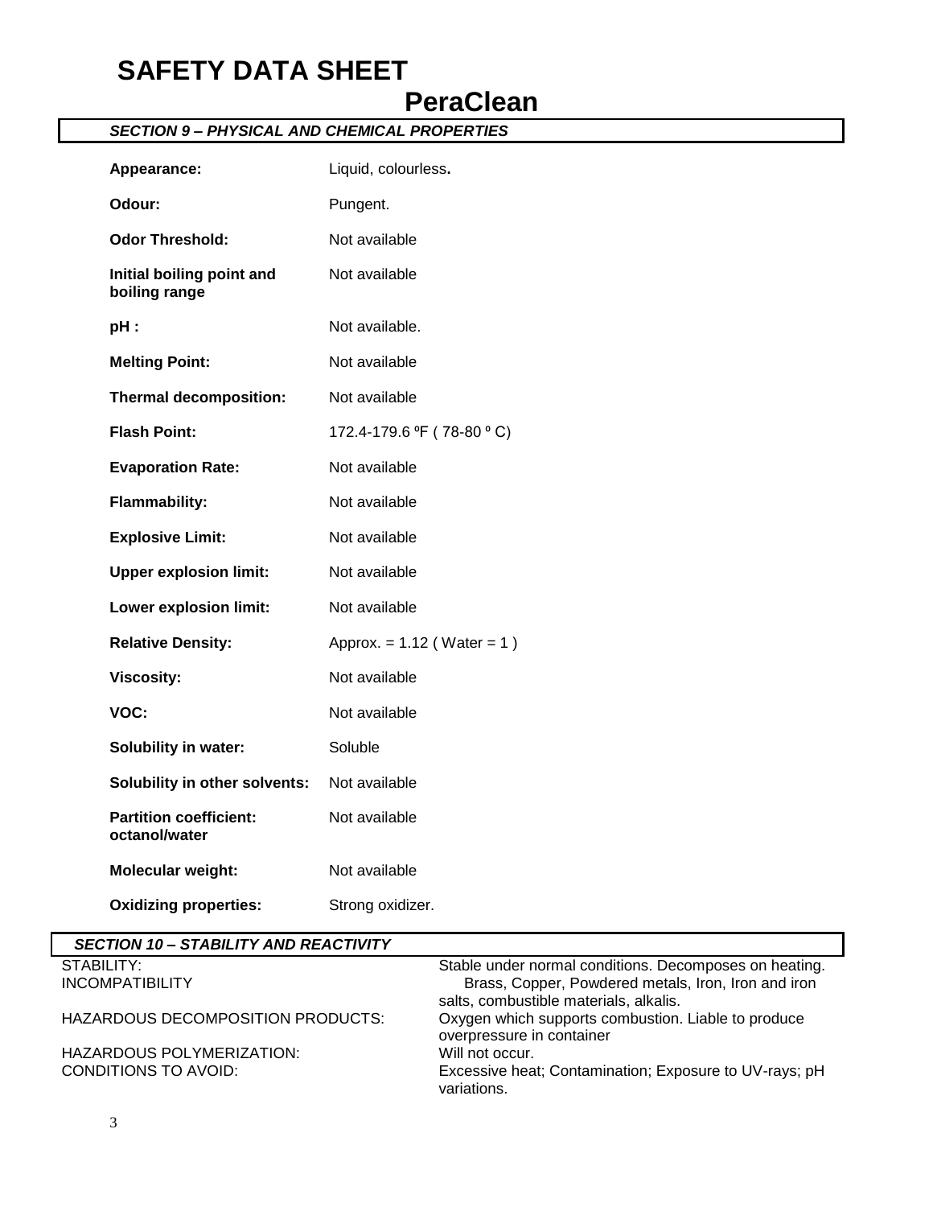# SAFETY DATA SHEET

## PeraClean

### *SECTION 9 – PHYSICAL AND CHEMICAL PROPERTIES*

| | |
|---|---|
| **Appearance:** | Liquid, colourless**.** |
| **Odour:** | Pungent. |
| **Odor Threshold:** | Not available |
| **Initial boiling point and boiling range** | Not available |
| **pH :** | Not available. |
| **Melting Point:** | Not available |
| **Thermal decomposition:** | Not available |
| **Flash Point:** | 172.4-179.6 ºF ( 78-80 º C) |
| **Evaporation Rate:** | Not available |
| **Flammability:** | Not available |
| **Explosive Limit:** | Not available |
| **Upper explosion limit:** | Not available |
| **Lower explosion limit:** | Not available |
| **Relative Density:** | Approx. = 1.12 ( Water = 1 ) |
| **Viscosity:** | Not available |
| **VOC:** | Not available |
| **Solubility in water:** | Soluble |
| **Solubility in other solvents:** | Not available |
| **Partition coefficient: octanol/water** | Not available |
| **Molecular weight:** | Not available |
| **Oxidizing properties:** | Strong oxidizer. |

### *SECTION 10 – STABILITY AND REACTIVITY*

| | |
|---|---|
| STABILITY: | Stable under normal conditions. Decomposes on heating. |
| INCOMPATIBILITY | Brass, Copper, Powdered metals, Iron, Iron and iron salts, combustible materials, alkalis. |
| HAZARDOUS DECOMPOSITION PRODUCTS: | Oxygen which supports combustion. Liable to produce overpressure in container |
| HAZARDOUS POLYMERIZATION: | Will not occur. |
| CONDITIONS TO AVOID: | Excessive heat; Contamination; Exposure to UV-rays; pH variations. |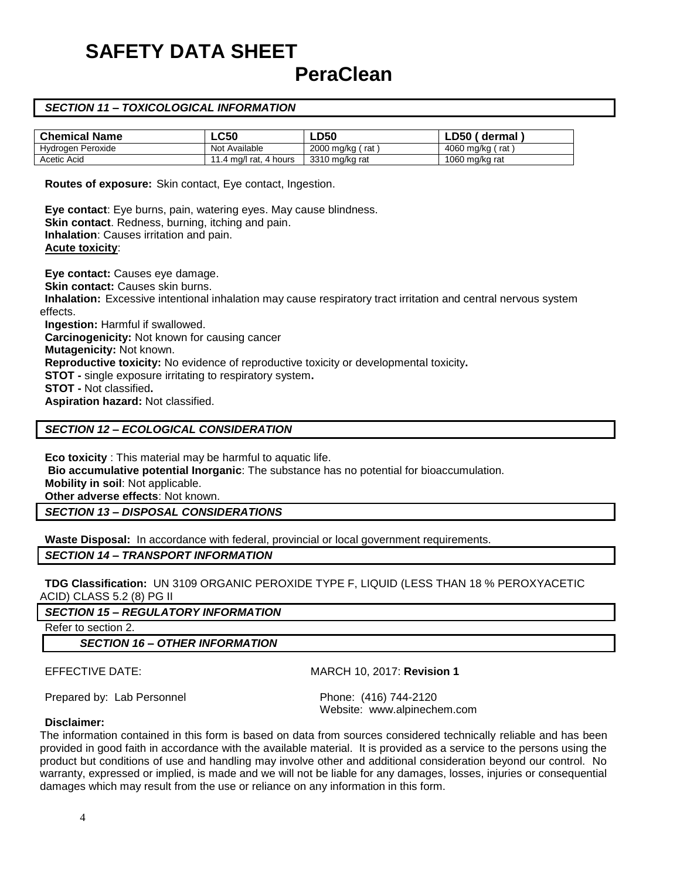# SAFETY DATA SHEET

# PeraClean

## *SECTION 11 – TOXICOLOGICAL INFORMATION*

| Chemical Name | LC50 | LD50 | LD50 ( dermal ) |
|---|---|---|---|
| Hydrogen Peroxide | Not Available | 2000 mg/kg ( rat ) | 4060 mg/kg ( rat ) |
| Acetic Acid | 11.4 mg/l rat, 4 hours | 3310 mg/kg rat | 1060 mg/kg rat |

**Routes of exposure:** Skin contact, Eye contact, Ingestion.

**Eye contact**: Eye burns, pain, watering eyes. May cause blindness.
**Skin contact**. Redness, burning, itching and pain.
**Inhalation**: Causes irritation and pain.
**Acute toxicity**:

**Eye contact:** Causes eye damage.
**Skin contact:** Causes skin burns.
**Inhalation:** Excessive intentional inhalation may cause respiratory tract irritation and central nervous system effects.
**Ingestion:** Harmful if swallowed.
**Carcinogenicity:** Not known for causing cancer
**Mutagenicity:** Not known.
**Reproductive toxicity:** No evidence of reproductive toxicity or developmental toxicity**.**
**STOT -** single exposure irritating to respiratory system**.**
**STOT -** Not classified**.**
**Aspiration hazard:** Not classified.

## *SECTION 12 – ECOLOGICAL CONSIDERATION*

**Eco toxicity** : This material may be harmful to aquatic life.
**Bio accumulative potential Inorganic**: The substance has no potential for bioaccumulation.
**Mobility in soil**: Not applicable.
**Other adverse effects**: Not known.

## *SECTION 13 – DISPOSAL CONSIDERATIONS*

**Waste Disposal:** In accordance with federal, provincial or local government requirements.

## *SECTION 14 – TRANSPORT INFORMATION*

**TDG Classification:** UN 3109 ORGANIC PEROXIDE TYPE F, LIQUID (LESS THAN 18 % PEROXYACETIC ACID) CLASS 5.2 (8) PG II

## *SECTION 15 – REGULATORY INFORMATION*

Refer to section 2.

## *SECTION 16 – OTHER INFORMATION*

EFFECTIVE DATE: MARCH 10, 2017: **Revision 1**

Prepared by: Lab Personnel

Phone: (416) 744-2120
Website: www.alpinechem.com

**Disclaimer:**

The information contained in this form is based on data from sources considered technically reliable and has been provided in good faith in accordance with the available material. It is provided as a service to the persons using the product but conditions of use and handling may involve other and additional consideration beyond our control. No warranty, expressed or implied, is made and we will not be liable for any damages, losses, injuries or consequential damages which may result from the use or reliance on any information in this form.